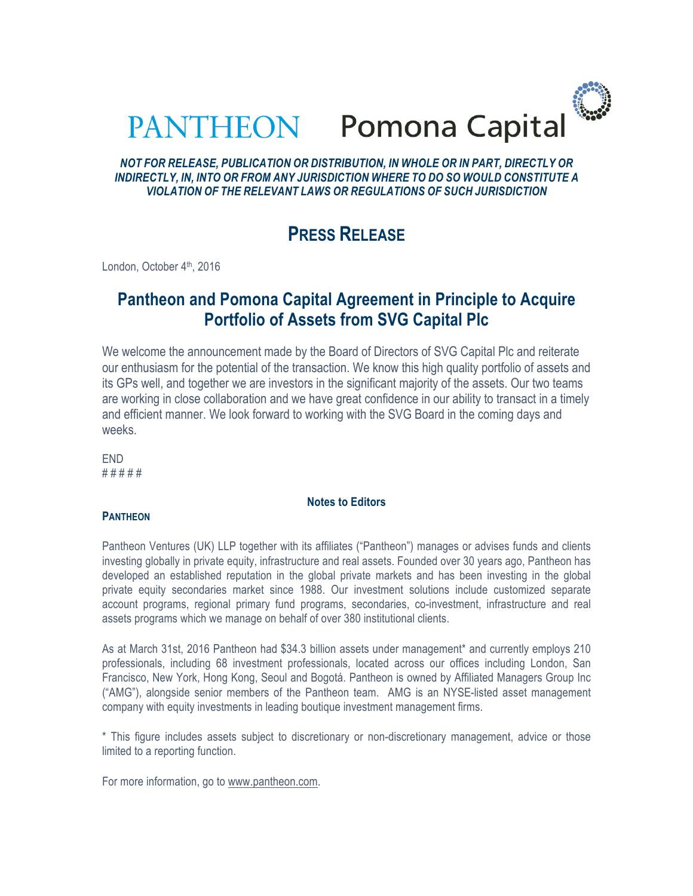PANTHEON Pomona Capital

***NOT FOR RELEASE, PUBLICATION OR DISTRIBUTION, IN WHOLE OR IN PART, DIRECTLY OR INDIRECTLY, IN, INTO OR FROM ANY JURISDICTION WHERE TO DO SO WOULD CONSTITUTE A VIOLATION OF THE RELEVANT LAWS OR REGULATIONS OF SUCH JURISDICTION***

# PRESS RELEASE

London, October 4th, 2016

## Pantheon and Pomona Capital Agreement in Principle to Acquire Portfolio of Assets from SVG Capital Plc

We welcome the announcement made by the Board of Directors of SVG Capital Plc and reiterate our enthusiasm for the potential of the transaction. We know this high quality portfolio of assets and its GPs well, and together we are investors in the significant majority of the assets. Our two teams are working in close collaboration and we have great confidence in our ability to transact in a timely and efficient manner. We look forward to working with the SVG Board in the coming days and weeks.

END
# # # # #

**Notes to Editors**

**PANTHEON**

Pantheon Ventures (UK) LLP together with its affiliates ("Pantheon") manages or advises funds and clients investing globally in private equity, infrastructure and real assets. Founded over 30 years ago, Pantheon has developed an established reputation in the global private markets and has been investing in the global private equity secondaries market since 1988. Our investment solutions include customized separate account programs, regional primary fund programs, secondaries, co-investment, infrastructure and real assets programs which we manage on behalf of over 380 institutional clients.

As at March 31st, 2016 Pantheon had $34.3 billion assets under management* and currently employs 210 professionals, including 68 investment professionals, located across our offices including London, San Francisco, New York, Hong Kong, Seoul and Bogotá. Pantheon is owned by Affiliated Managers Group Inc ("AMG"), alongside senior members of the Pantheon team. AMG is an NYSE-listed asset management company with equity investments in leading boutique investment management firms.

* This figure includes assets subject to discretionary or non-discretionary management, advice or those limited to a reporting function.

For more information, go to www.pantheon.com.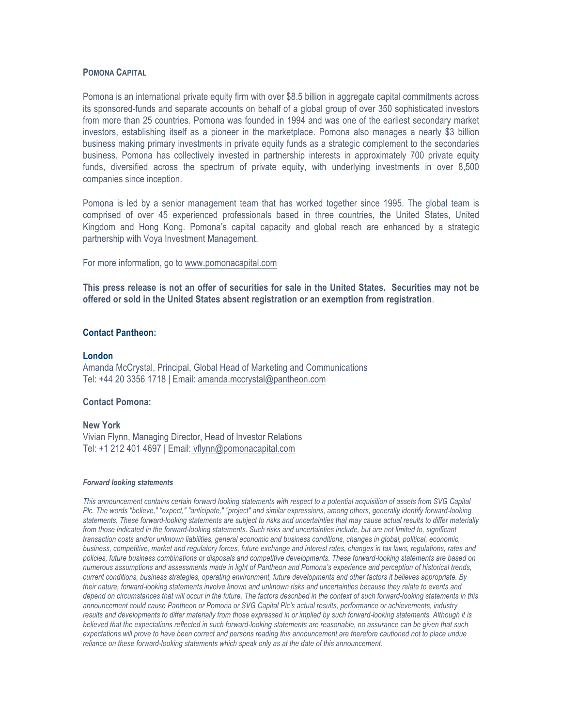**POMONA CAPITAL**

Pomona is an international private equity firm with over $8.5 billion in aggregate capital commitments across its sponsored-funds and separate accounts on behalf of a global group of over 350 sophisticated investors from more than 25 countries. Pomona was founded in 1994 and was one of the earliest secondary market investors, establishing itself as a pioneer in the marketplace. Pomona also manages a nearly $3 billion business making primary investments in private equity funds as a strategic complement to the secondaries business. Pomona has collectively invested in partnership interests in approximately 700 private equity funds, diversified across the spectrum of private equity, with underlying investments in over 8,500 companies since inception.

Pomona is led by a senior management team that has worked together since 1995. The global team is comprised of over 45 experienced professionals based in three countries, the United States, United Kingdom and Hong Kong. Pomona's capital capacity and global reach are enhanced by a strategic partnership with Voya Investment Management.

For more information, go to www.pomonacapital.com

**This press release is not an offer of securities for sale in the United States. Securities may not be offered or sold in the United States absent registration or an exemption from registration**.

**Contact Pantheon:**

**London**
Amanda McCrystal, Principal, Global Head of Marketing and Communications
Tel: +44 20 3356 1718 | Email: amanda.mccrystal@pantheon.com

**Contact Pomona:**

**New York**
Vivian Flynn, Managing Director, Head of Investor Relations
Tel: +1 212 401 4697 | Email: vflynn@pomonacapital.com

***Forward looking statements***

*This announcement contains certain forward looking statements with respect to a potential acquisition of assets from SVG Capital Plc. The words "believe," "expect," "anticipate," "project" and similar expressions, among others, generally identify forward-looking statements. These forward-looking statements are subject to risks and uncertainties that may cause actual results to differ materially from those indicated in the forward-looking statements. Such risks and uncertainties include, but are not limited to, significant transaction costs and/or unknown liabilities, general economic and business conditions, changes in global, political, economic, business, competitive, market and regulatory forces, future exchange and interest rates, changes in tax laws, regulations, rates and policies, future business combinations or disposals and competitive developments. These forward-looking statements are based on numerous assumptions and assessments made in light of Pantheon and Pomona's experience and perception of historical trends, current conditions, business strategies, operating environment, future developments and other factors it believes appropriate. By their nature, forward-looking statements involve known and unknown risks and uncertainties because they relate to events and depend on circumstances that will occur in the future. The factors described in the context of such forward-looking statements in this announcement could cause Pantheon or Pomona or SVG Capital Plc's actual results, performance or achievements, industry results and developments to differ materially from those expressed in or implied by such forward-looking statements. Although it is believed that the expectations reflected in such forward-looking statements are reasonable, no assurance can be given that such expectations will prove to have been correct and persons reading this announcement are therefore cautioned not to place undue reliance on these forward-looking statements which speak only as at the date of this announcement.*